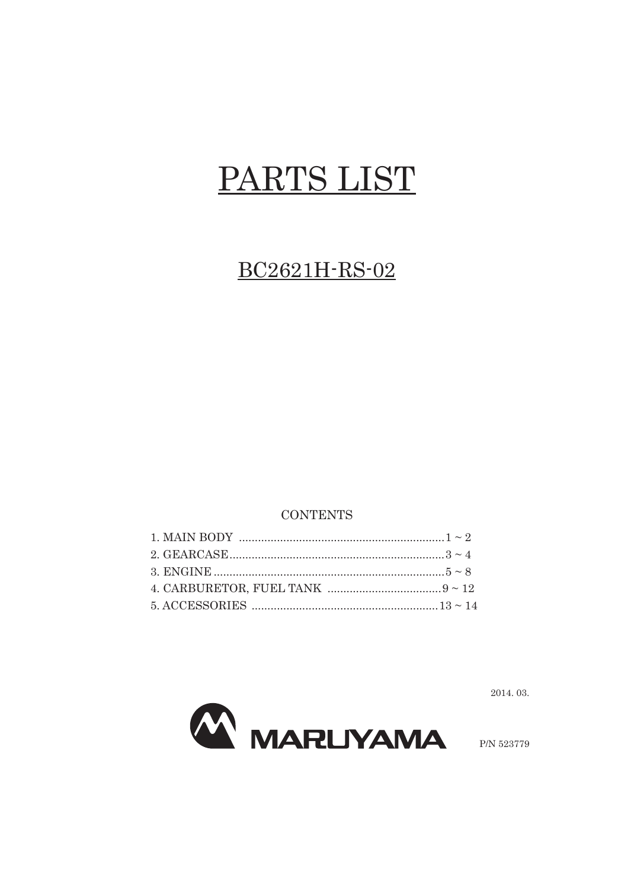# PARTS LIST

## BC2621H-RS-02

CONTENTS

1. MAIN BODY ..................................................................1 ~ 2
2. GEARCASE....................................................................3 ~ 4
3. ENGINE .........................................................................5 ~ 8
4. CARBURETOR, FUEL TANK ....................................9 ~ 12
5. ACCESSORIES ...........................................................13 ~ 14

2014. 03.

MARUYAMA

P/N 523779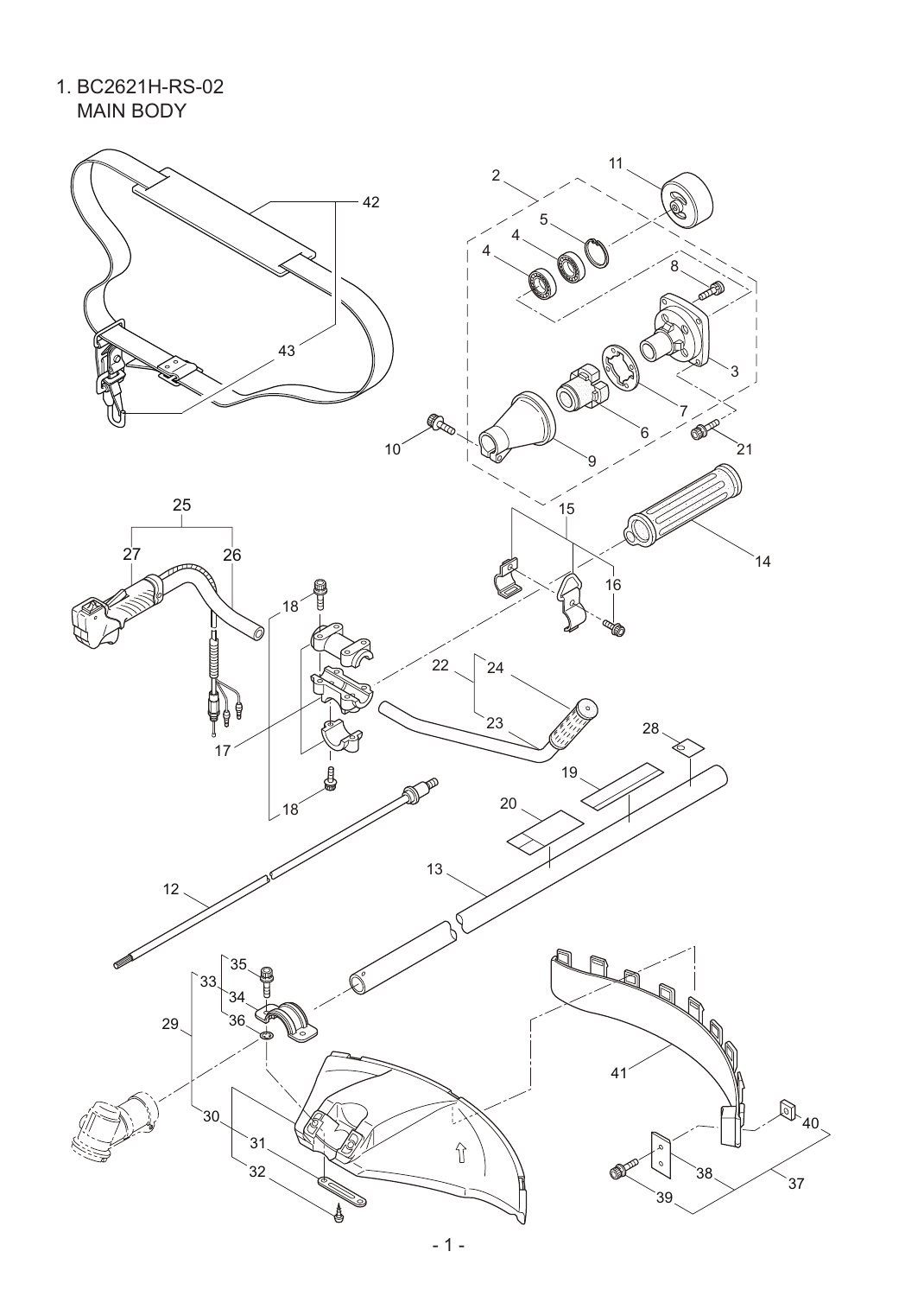1. BC2621H-RS-02
MAIN BODY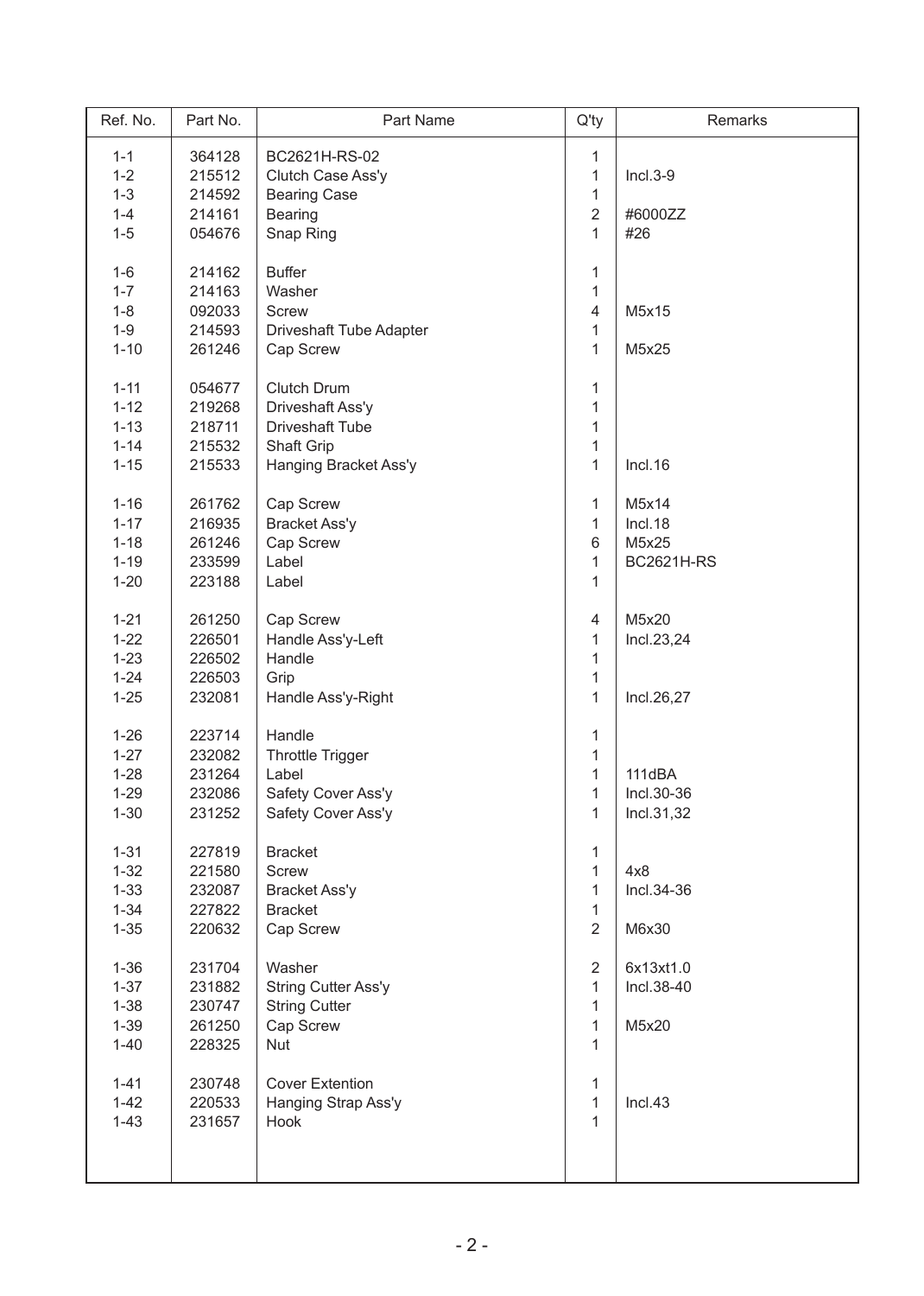| Ref. No. | Part No. | Part Name | Q'ty | Remarks |
|---|---|---|---|---|
| 1-1 | 364128 | BC2621H-RS-02 | 1 | |
| 1-2 | 215512 | Clutch Case Ass'y | 1 | Incl.3-9 |
| 1-3 | 214592 | Bearing Case | 1 | |
| 1-4 | 214161 | Bearing | 2 | #6000ZZ |
| 1-5 | 054676 | Snap Ring | 1 | #26 |
| 1-6 | 214162 | Buffer | 1 | |
| 1-7 | 214163 | Washer | 1 | |
| 1-8 | 092033 | Screw | 4 | M5x15 |
| 1-9 | 214593 | Driveshaft Tube Adapter | 1 | |
| 1-10 | 261246 | Cap Screw | 1 | M5x25 |
| 1-11 | 054677 | Clutch Drum | 1 | |
| 1-12 | 219268 | Driveshaft Ass'y | 1 | |
| 1-13 | 218711 | Driveshaft Tube | 1 | |
| 1-14 | 215532 | Shaft Grip | 1 | |
| 1-15 | 215533 | Hanging Bracket Ass'y | 1 | Incl.16 |
| 1-16 | 261762 | Cap Screw | 1 | M5x14 |
| 1-17 | 216935 | Bracket Ass'y | 1 | Incl.18 |
| 1-18 | 261246 | Cap Screw | 6 | M5x25 |
| 1-19 | 233599 | Label | 1 | BC2621H-RS |
| 1-20 | 223188 | Label | 1 | |
| 1-21 | 261250 | Cap Screw | 4 | M5x20 |
| 1-22 | 226501 | Handle Ass'y-Left | 1 | Incl.23,24 |
| 1-23 | 226502 | Handle | 1 | |
| 1-24 | 226503 | Grip | 1 | |
| 1-25 | 232081 | Handle Ass'y-Right | 1 | Incl.26,27 |
| 1-26 | 223714 | Handle | 1 | |
| 1-27 | 232082 | Throttle Trigger | 1 | |
| 1-28 | 231264 | Label | 1 | 111dBA |
| 1-29 | 232086 | Safety Cover Ass'y | 1 | Incl.30-36 |
| 1-30 | 231252 | Safety Cover Ass'y | 1 | Incl.31,32 |
| 1-31 | 227819 | Bracket | 1 | |
| 1-32 | 221580 | Screw | 1 | 4x8 |
| 1-33 | 232087 | Bracket Ass'y | 1 | Incl.34-36 |
| 1-34 | 227822 | Bracket | 1 | |
| 1-35 | 220632 | Cap Screw | 2 | M6x30 |
| 1-36 | 231704 | Washer | 2 | 6x13xt1.0 |
| 1-37 | 231882 | String Cutter Ass'y | 1 | Incl.38-40 |
| 1-38 | 230747 | String Cutter | 1 | |
| 1-39 | 261250 | Cap Screw | 1 | M5x20 |
| 1-40 | 228325 | Nut | 1 | |
| 1-41 | 230748 | Cover Extention | 1 | |
| 1-42 | 220533 | Hanging Strap Ass'y | 1 | Incl.43 |
| 1-43 | 231657 | Hook | 1 | |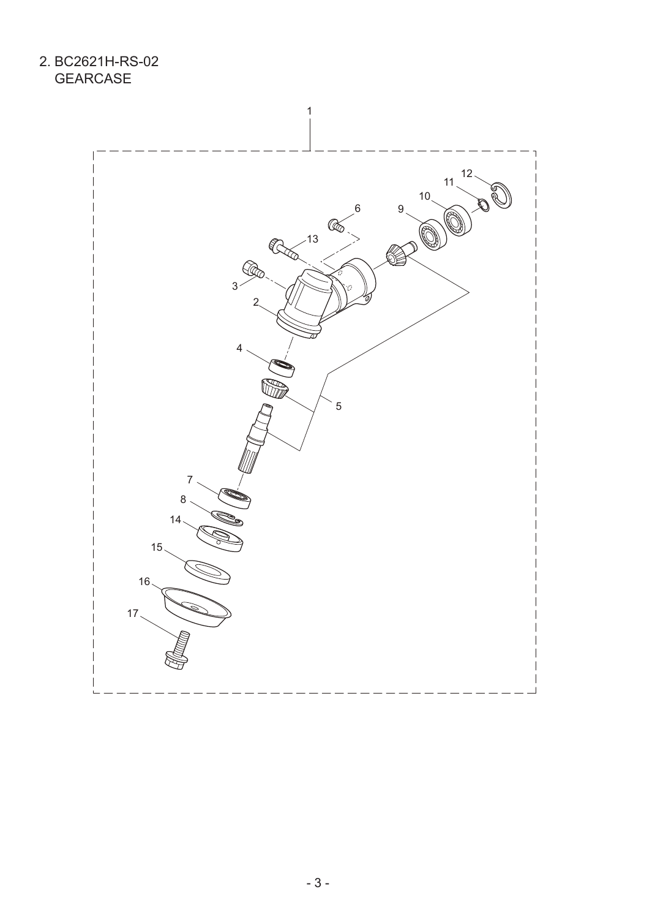## 2. BC2621H-RS-02 GEARCASE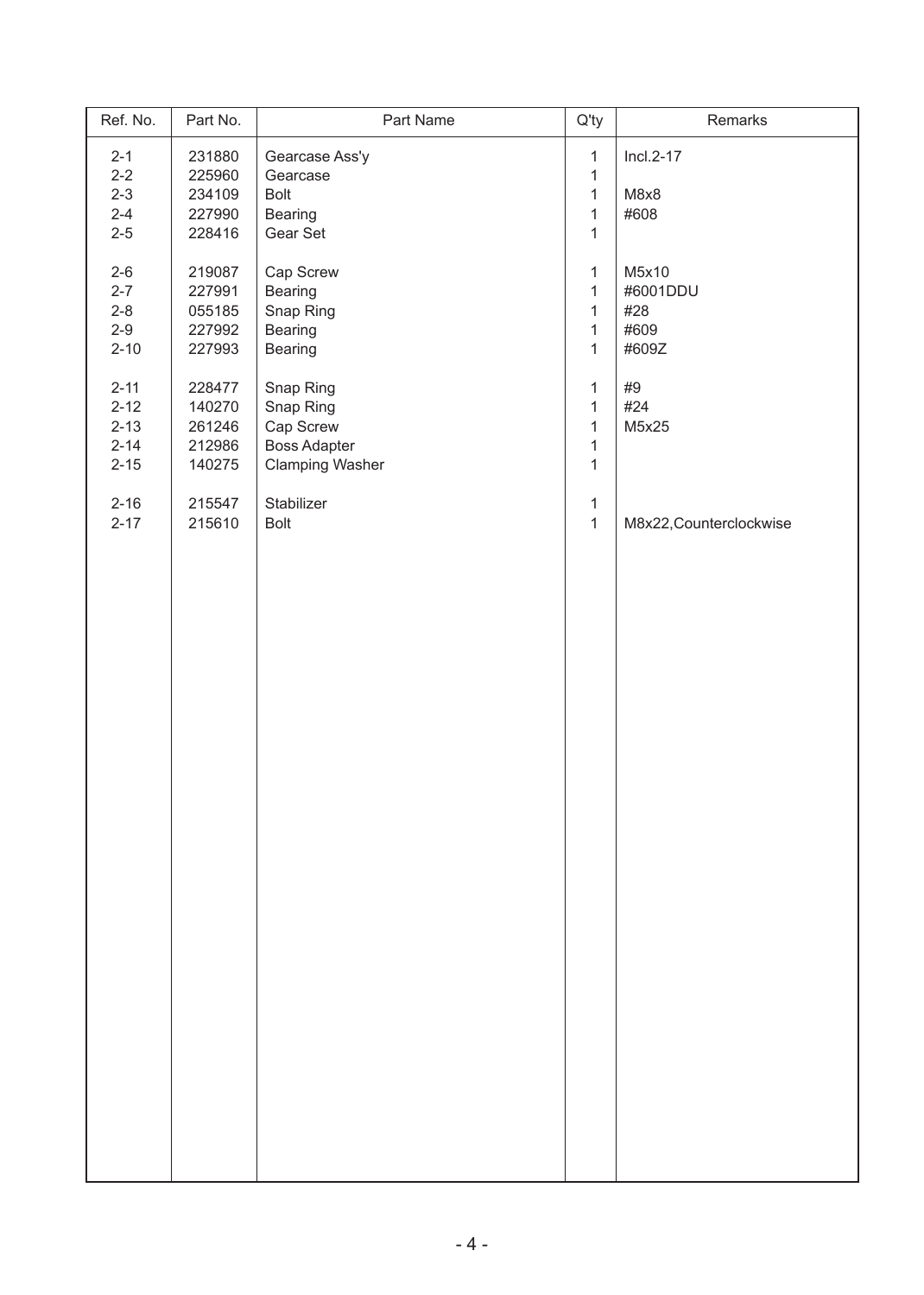| Ref. No. | Part No. | Part Name | Q'ty | Remarks |
|---|---|---|---|---|
| 2-1 | 231880 | Gearcase Ass'y | 1 | Incl.2-17 |
| 2-2 | 225960 | Gearcase | 1 | |
| 2-3 | 234109 | Bolt | 1 | M8x8 |
| 2-4 | 227990 | Bearing | 1 | #608 |
| 2-5 | 228416 | Gear Set | 1 | |
| 2-6 | 219087 | Cap Screw | 1 | M5x10 |
| 2-7 | 227991 | Bearing | 1 | #6001DDU |
| 2-8 | 055185 | Snap Ring | 1 | #28 |
| 2-9 | 227992 | Bearing | 1 | #609 |
| 2-10 | 227993 | Bearing | 1 | #609Z |
| 2-11 | 228477 | Snap Ring | 1 | #9 |
| 2-12 | 140270 | Snap Ring | 1 | #24 |
| 2-13 | 261246 | Cap Screw | 1 | M5x25 |
| 2-14 | 212986 | Boss Adapter | 1 | |
| 2-15 | 140275 | Clamping Washer | 1 | |
| 2-16 | 215547 | Stabilizer | 1 | |
| 2-17 | 215610 | Bolt | 1 | M8x22,Counterclockwise |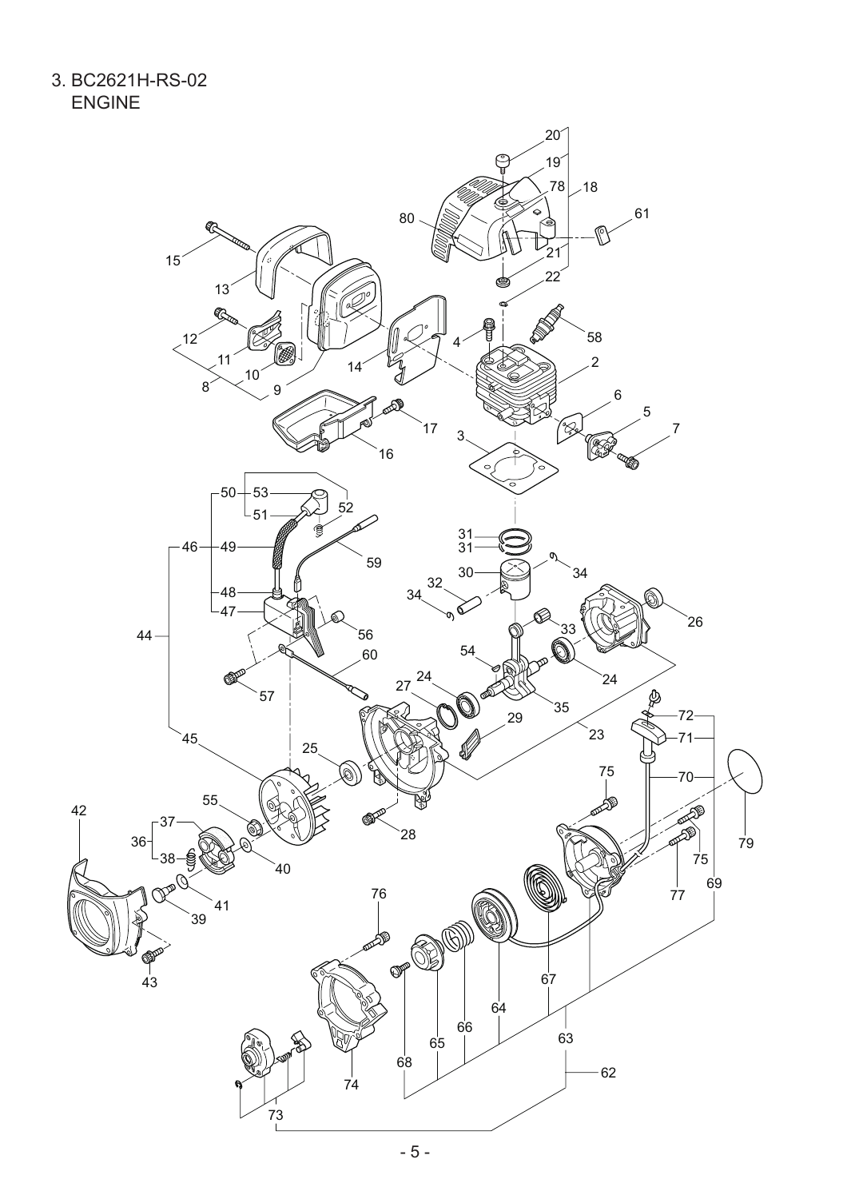3. BC2621H-RS-02

ENGINE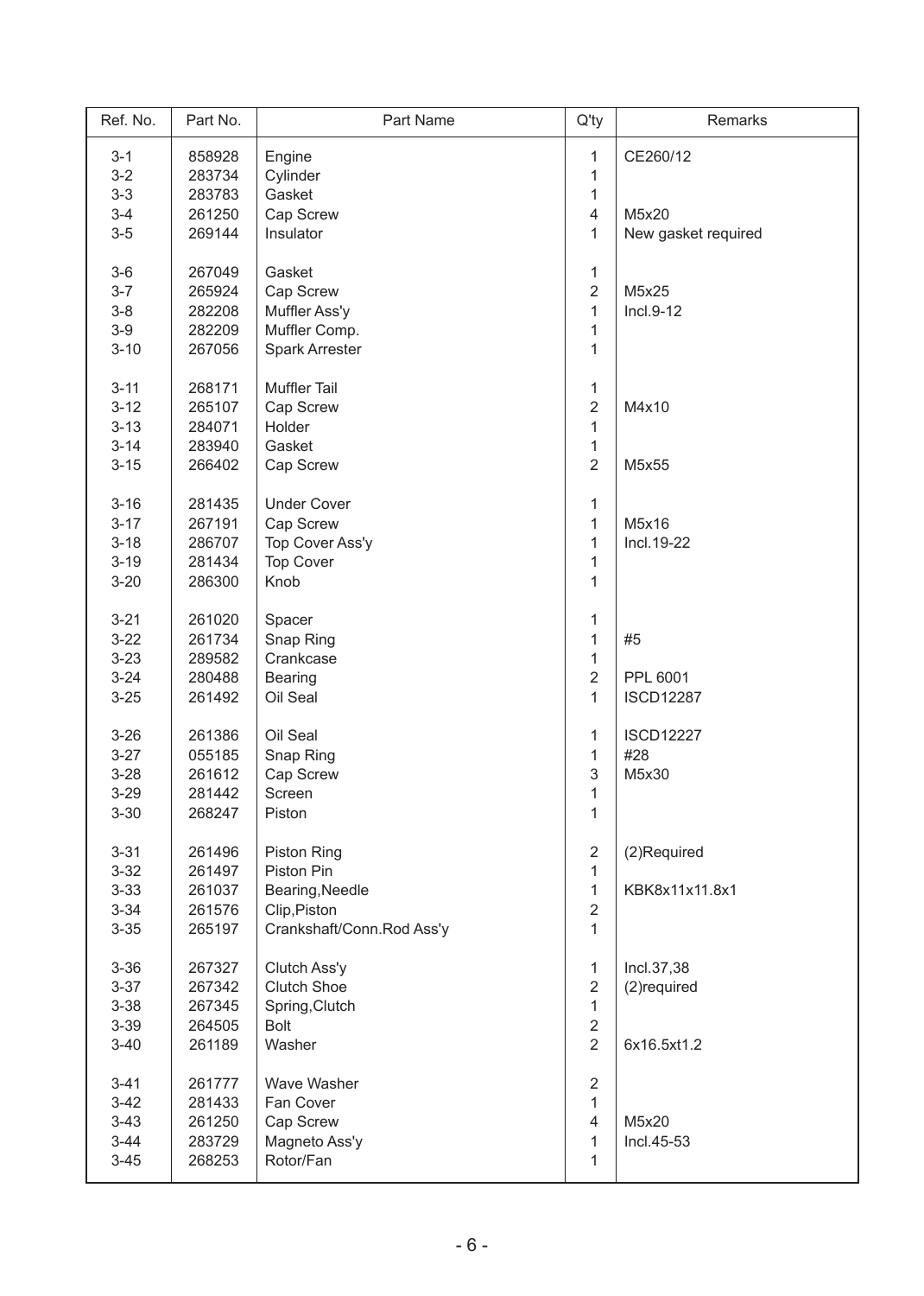| Ref. No. | Part No. | Part Name | Q'ty | Remarks |
|---|---|---|---|---|
| 3-1 | 858928 | Engine | 1 | CE260/12 |
| 3-2 | 283734 | Cylinder | 1 | |
| 3-3 | 283783 | Gasket | 1 | |
| 3-4 | 261250 | Cap Screw | 4 | M5x20 |
| 3-5 | 269144 | Insulator | 1 | New gasket required |
| 3-6 | 267049 | Gasket | 1 | |
| 3-7 | 265924 | Cap Screw | 2 | M5x25 |
| 3-8 | 282208 | Muffler Ass'y | 1 | Incl.9-12 |
| 3-9 | 282209 | Muffler Comp. | 1 | |
| 3-10 | 267056 | Spark Arrester | 1 | |
| 3-11 | 268171 | Muffler Tail | 1 | |
| 3-12 | 265107 | Cap Screw | 2 | M4x10 |
| 3-13 | 284071 | Holder | 1 | |
| 3-14 | 283940 | Gasket | 1 | |
| 3-15 | 266402 | Cap Screw | 2 | M5x55 |
| 3-16 | 281435 | Under Cover | 1 | |
| 3-17 | 267191 | Cap Screw | 1 | M5x16 |
| 3-18 | 286707 | Top Cover Ass'y | 1 | Incl.19-22 |
| 3-19 | 281434 | Top Cover | 1 | |
| 3-20 | 286300 | Knob | 1 | |
| 3-21 | 261020 | Spacer | 1 | |
| 3-22 | 261734 | Snap Ring | 1 | #5 |
| 3-23 | 289582 | Crankcase | 1 | |
| 3-24 | 280488 | Bearing | 2 | PPL 6001 |
| 3-25 | 261492 | Oil Seal | 1 | ISCD12287 |
| 3-26 | 261386 | Oil Seal | 1 | ISCD12227 |
| 3-27 | 055185 | Snap Ring | 1 | #28 |
| 3-28 | 261612 | Cap Screw | 3 | M5x30 |
| 3-29 | 281442 | Screen | 1 | |
| 3-30 | 268247 | Piston | 1 | |
| 3-31 | 261496 | Piston Ring | 2 | (2)Required |
| 3-32 | 261497 | Piston Pin | 1 | |
| 3-33 | 261037 | Bearing,Needle | 1 | KBK8x11x11.8x1 |
| 3-34 | 261576 | Clip,Piston | 2 | |
| 3-35 | 265197 | Crankshaft/Conn.Rod Ass'y | 1 | |
| 3-36 | 267327 | Clutch Ass'y | 1 | Incl.37,38 |
| 3-37 | 267342 | Clutch Shoe | 2 | (2)required |
| 3-38 | 267345 | Spring,Clutch | 1 | |
| 3-39 | 264505 | Bolt | 2 | |
| 3-40 | 261189 | Washer | 2 | 6x16.5xt1.2 |
| 3-41 | 261777 | Wave Washer | 2 | |
| 3-42 | 281433 | Fan Cover | 1 | |
| 3-43 | 261250 | Cap Screw | 4 | M5x20 |
| 3-44 | 283729 | Magneto Ass'y | 1 | Incl.45-53 |
| 3-45 | 268253 | Rotor/Fan | 1 | |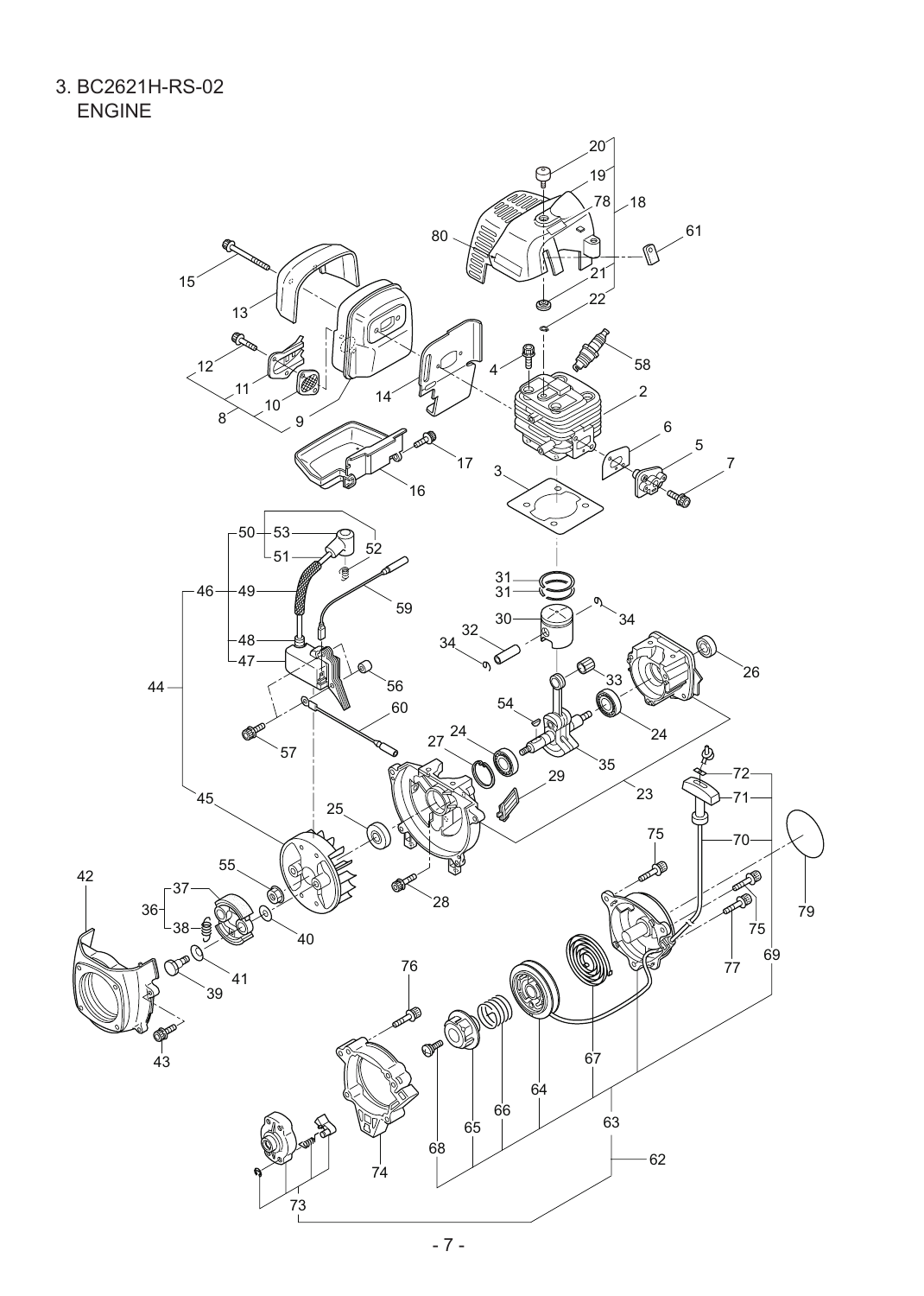3. BC2621H-RS-02
ENGINE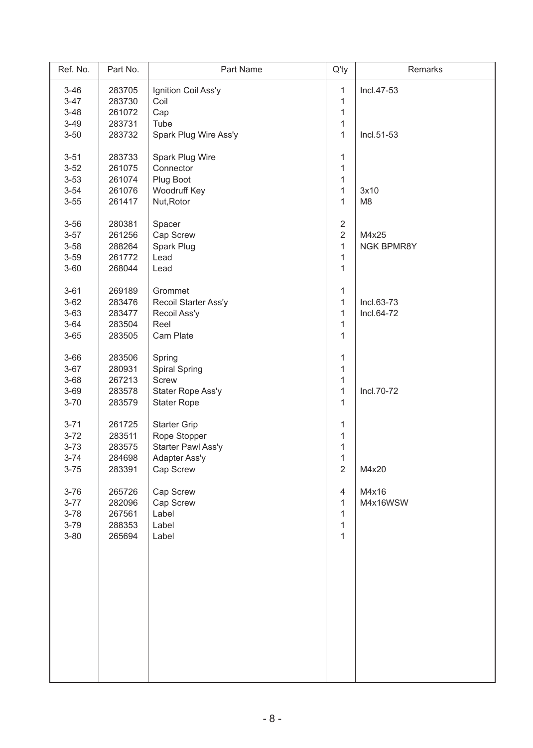| Ref. No. | Part No. | Part Name | Q'ty | Remarks |
|---|---|---|---|---|
| 3-46 | 283705 | Ignition Coil Ass'y | 1 | Incl.47-53 |
| 3-47 | 283730 | Coil | 1 | |
| 3-48 | 261072 | Cap | 1 | |
| 3-49 | 283731 | Tube | 1 | |
| 3-50 | 283732 | Spark Plug Wire Ass'y | 1 | Incl.51-53 |
| 3-51 | 283733 | Spark Plug Wire | 1 | |
| 3-52 | 261075 | Connector | 1 | |
| 3-53 | 261074 | Plug Boot | 1 | |
| 3-54 | 261076 | Woodruff Key | 1 | 3x10 |
| 3-55 | 261417 | Nut,Rotor | 1 | M8 |
| 3-56 | 280381 | Spacer | 2 | |
| 3-57 | 261256 | Cap Screw | 2 | M4x25 |
| 3-58 | 288264 | Spark Plug | 1 | NGK BPMR8Y |
| 3-59 | 261772 | Lead | 1 | |
| 3-60 | 268044 | Lead | 1 | |
| 3-61 | 269189 | Grommet | 1 | |
| 3-62 | 283476 | Recoil Starter Ass'y | 1 | Incl.63-73 |
| 3-63 | 283477 | Recoil Ass'y | 1 | Incl.64-72 |
| 3-64 | 283504 | Reel | 1 | |
| 3-65 | 283505 | Cam Plate | 1 | |
| 3-66 | 283506 | Spring | 1 | |
| 3-67 | 280931 | Spiral Spring | 1 | |
| 3-68 | 267213 | Screw | 1 | |
| 3-69 | 283578 | Stater Rope Ass'y | 1 | Incl.70-72 |
| 3-70 | 283579 | Stater Rope | 1 | |
| 3-71 | 261725 | Starter Grip | 1 | |
| 3-72 | 283511 | Rope Stopper | 1 | |
| 3-73 | 283575 | Starter Pawl Ass'y | 1 | |
| 3-74 | 284698 | Adapter Ass'y | 1 | |
| 3-75 | 283391 | Cap Screw | 2 | M4x20 |
| 3-76 | 265726 | Cap Screw | 4 | M4x16 |
| 3-77 | 282096 | Cap Screw | 1 | M4x16WSW |
| 3-78 | 267561 | Label | 1 | |
| 3-79 | 288353 | Label | 1 | |
| 3-80 | 265694 | Label | 1 | |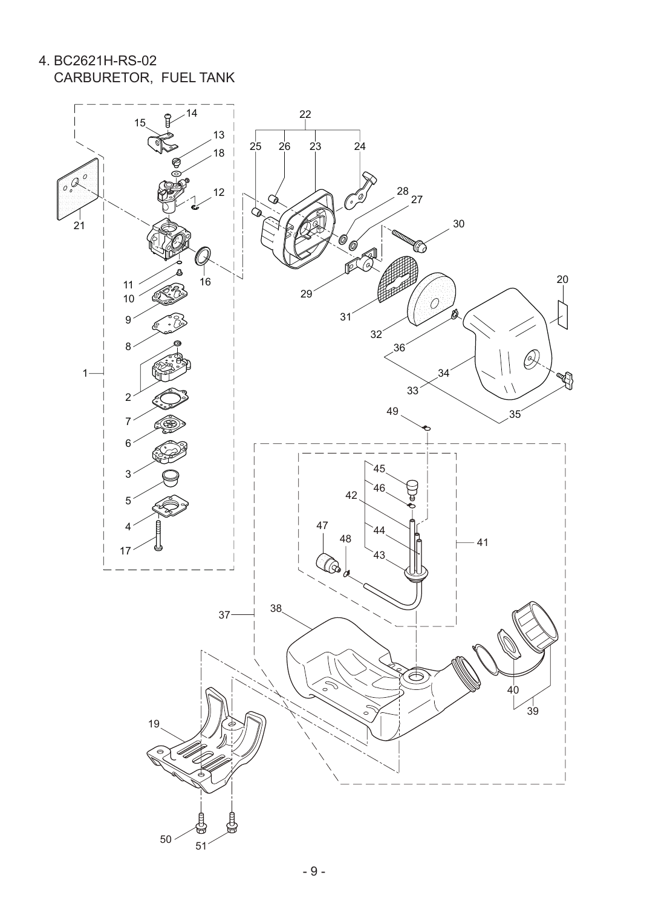4. BC2621H-RS-02

CARBURETOR, FUEL TANK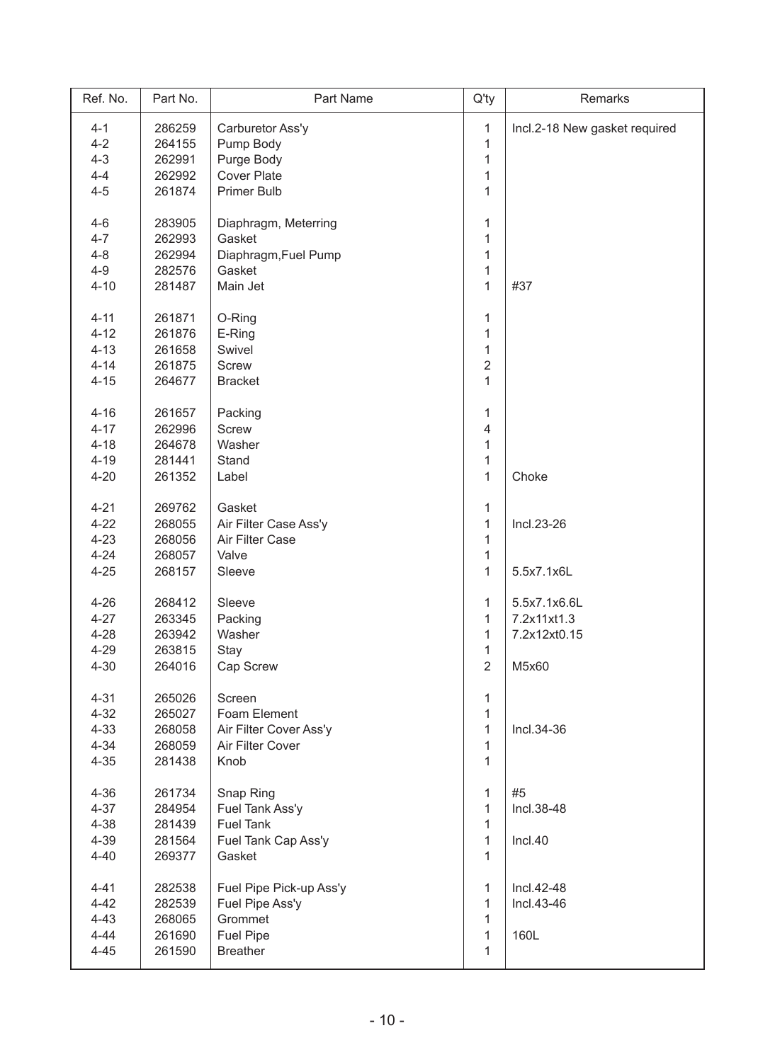| Ref. No. | Part No. | Part Name | Q'ty | Remarks |
|---|---|---|---|---|
| 4-1 | 286259 | Carburetor Ass'y | 1 | Incl.2-18 New gasket required |
| 4-2 | 264155 | Pump Body | 1 | |
| 4-3 | 262991 | Purge Body | 1 | |
| 4-4 | 262992 | Cover Plate | 1 | |
| 4-5 | 261874 | Primer Bulb | 1 | |
| 4-6 | 283905 | Diaphragm, Meterring | 1 | |
| 4-7 | 262993 | Gasket | 1 | |
| 4-8 | 262994 | Diaphragm,Fuel Pump | 1 | |
| 4-9 | 282576 | Gasket | 1 | |
| 4-10 | 281487 | Main Jet | 1 | #37 |
| 4-11 | 261871 | O-Ring | 1 | |
| 4-12 | 261876 | E-Ring | 1 | |
| 4-13 | 261658 | Swivel | 1 | |
| 4-14 | 261875 | Screw | 2 | |
| 4-15 | 264677 | Bracket | 1 | |
| 4-16 | 261657 | Packing | 1 | |
| 4-17 | 262996 | Screw | 4 | |
| 4-18 | 264678 | Washer | 1 | |
| 4-19 | 281441 | Stand | 1 | |
| 4-20 | 261352 | Label | 1 | Choke |
| 4-21 | 269762 | Gasket | 1 | |
| 4-22 | 268055 | Air Filter Case Ass'y | 1 | Incl.23-26 |
| 4-23 | 268056 | Air Filter Case | 1 | |
| 4-24 | 268057 | Valve | 1 | |
| 4-25 | 268157 | Sleeve | 1 | 5.5x7.1x6L |
| 4-26 | 268412 | Sleeve | 1 | 5.5x7.1x6.6L |
| 4-27 | 263345 | Packing | 1 | 7.2x11xt1.3 |
| 4-28 | 263942 | Washer | 1 | 7.2x12xt0.15 |
| 4-29 | 263815 | Stay | 1 | |
| 4-30 | 264016 | Cap Screw | 2 | M5x60 |
| 4-31 | 265026 | Screen | 1 | |
| 4-32 | 265027 | Foam Element | 1 | |
| 4-33 | 268058 | Air Filter Cover Ass'y | 1 | Incl.34-36 |
| 4-34 | 268059 | Air Filter Cover | 1 | |
| 4-35 | 281438 | Knob | 1 | |
| 4-36 | 261734 | Snap Ring | 1 | #5 |
| 4-37 | 284954 | Fuel Tank Ass'y | 1 | Incl.38-48 |
| 4-38 | 281439 | Fuel Tank | 1 | |
| 4-39 | 281564 | Fuel Tank Cap Ass'y | 1 | Incl.40 |
| 4-40 | 269377 | Gasket | 1 | |
| 4-41 | 282538 | Fuel Pipe Pick-up Ass'y | 1 | Incl.42-48 |
| 4-42 | 282539 | Fuel Pipe Ass'y | 1 | Incl.43-46 |
| 4-43 | 268065 | Grommet | 1 | |
| 4-44 | 261690 | Fuel Pipe | 1 | 160L |
| 4-45 | 261590 | Breather | 1 | |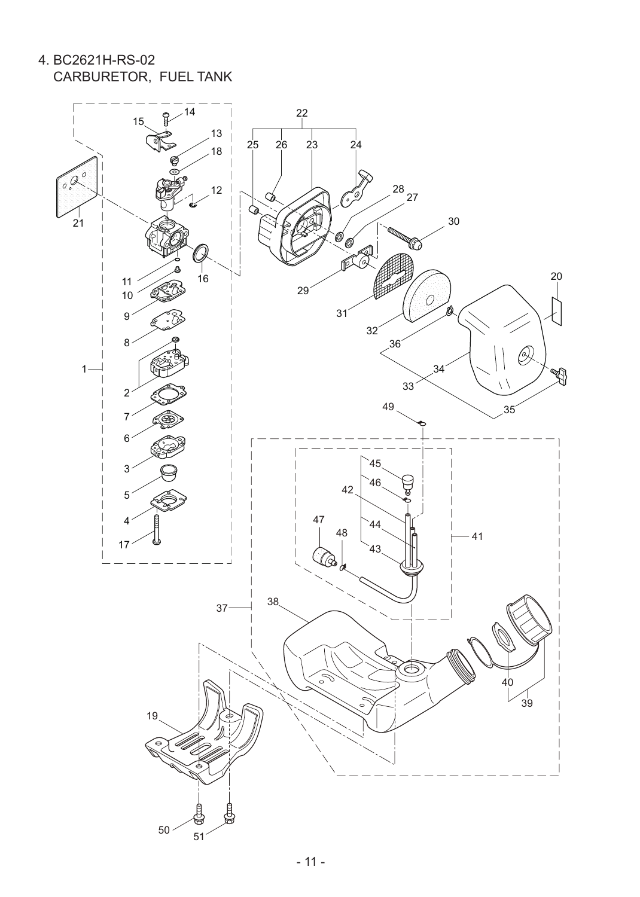4. BC2621H-RS-02

CARBURETOR, FUEL TANK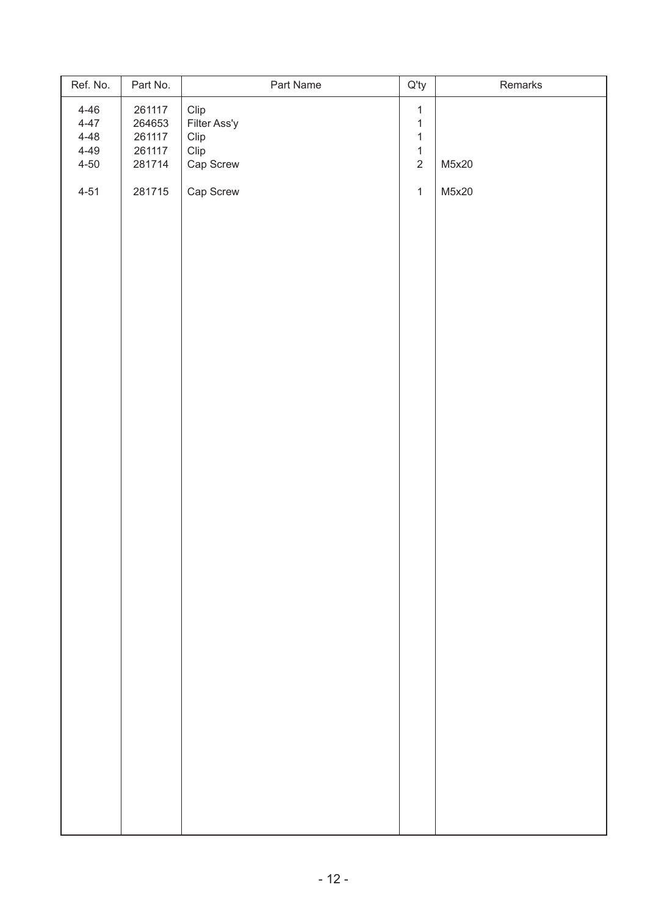| Ref. No. | Part No. | Part Name | Q'ty | Remarks |
|---|---|---|---|---|
| 4-46 | 261117 | Clip | 1 | |
| 4-47 | 264653 | Filter Ass'y | 1 | |
| 4-48 | 261117 | Clip | 1 | |
| 4-49 | 261117 | Clip | 1 | |
| 4-50 | 281714 | Cap Screw | 2 | M5x20 |
| 4-51 | 281715 | Cap Screw | 1 | M5x20 |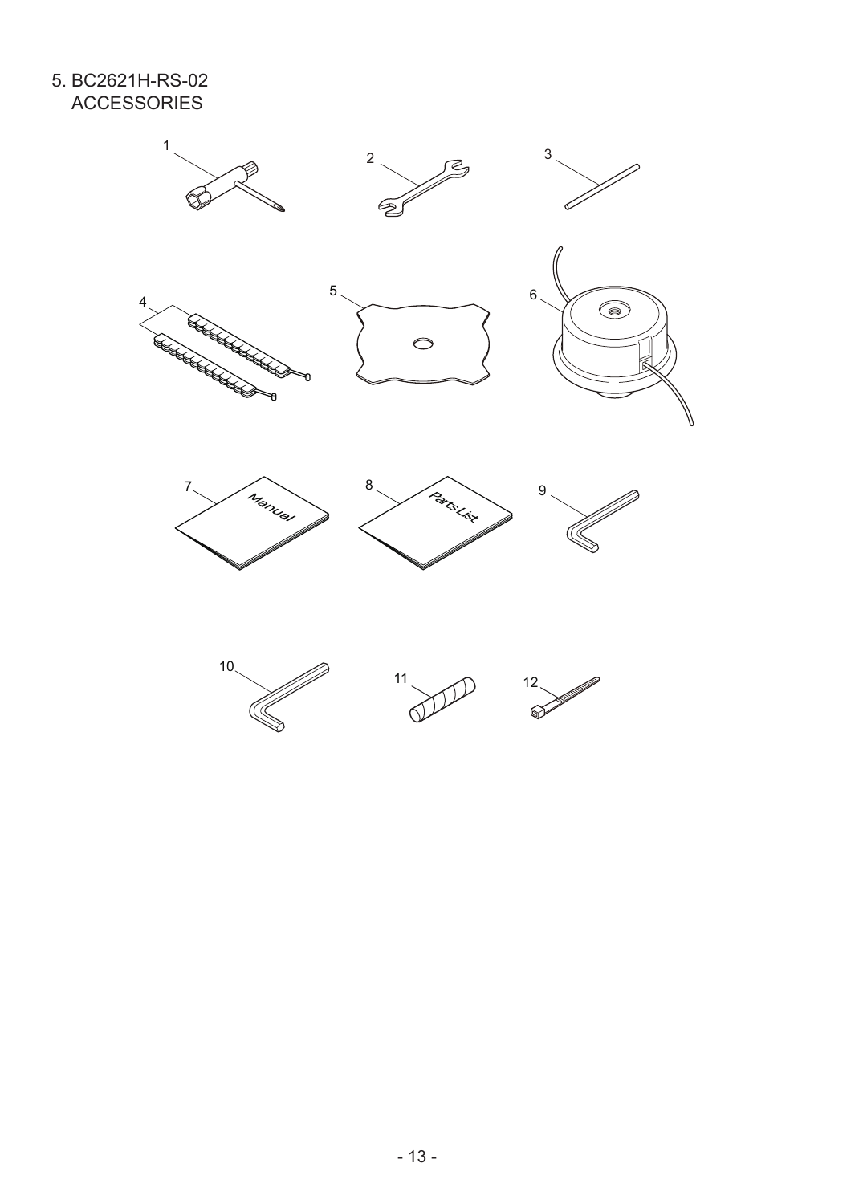5. BC2621H-RS-02
ACCESSORIES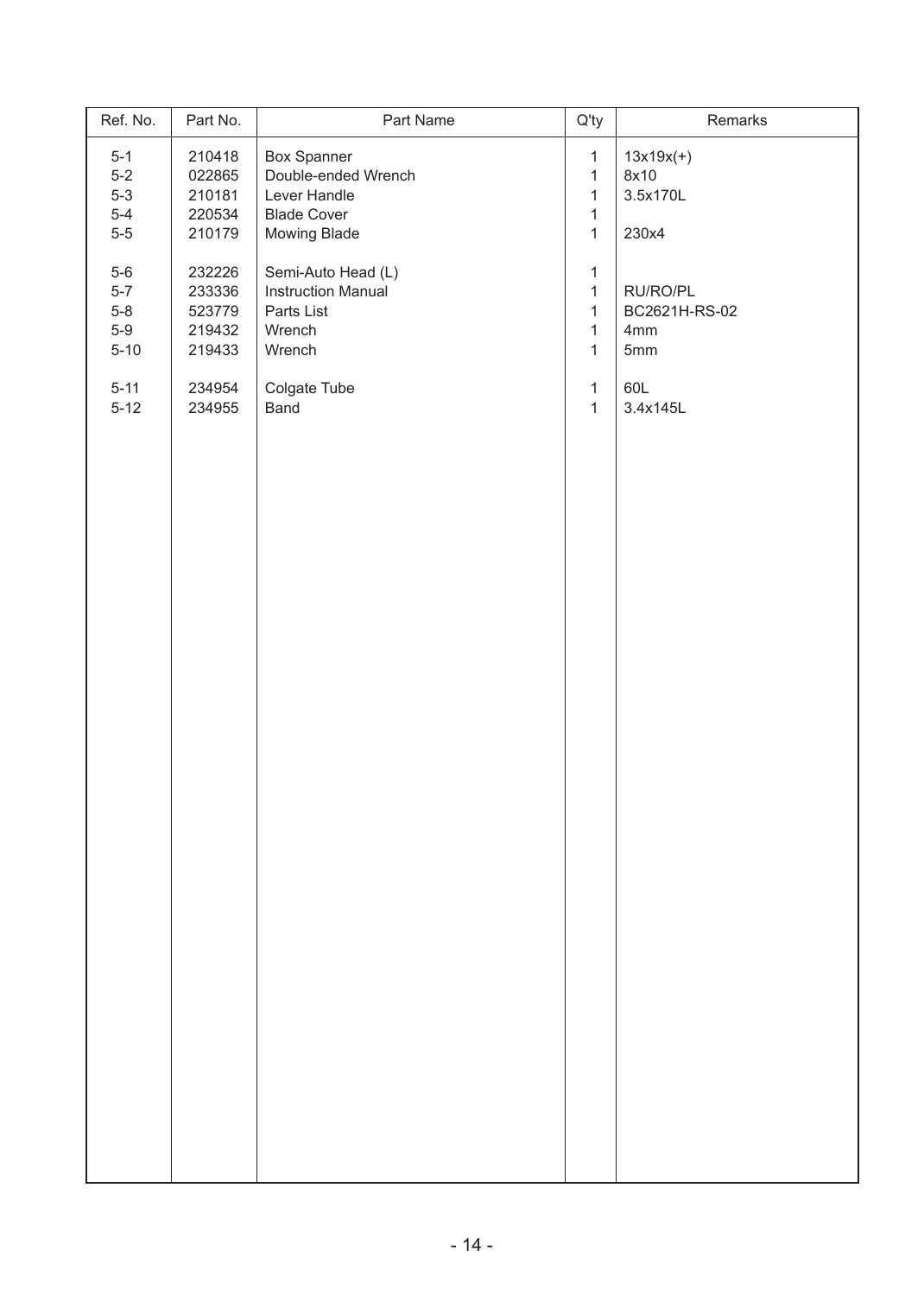| Ref. No. | Part No. | Part Name | Q'ty | Remarks |
|---|---|---|---|---|
| 5-1 | 210418 | Box Spanner | 1 | 13x19x(+) |
| 5-2 | 022865 | Double-ended Wrench | 1 | 8x10 |
| 5-3 | 210181 | Lever Handle | 1 | 3.5x170L |
| 5-4 | 220534 | Blade Cover | 1 | |
| 5-5 | 210179 | Mowing Blade | 1 | 230x4 |
| 5-6 | 232226 | Semi-Auto Head (L) | 1 | |
| 5-7 | 233336 | Instruction Manual | 1 | RU/RO/PL |
| 5-8 | 523779 | Parts List | 1 | BC2621H-RS-02 |
| 5-9 | 219432 | Wrench | 1 | 4mm |
| 5-10 | 219433 | Wrench | 1 | 5mm |
| 5-11 | 234954 | Colgate Tube | 1 | 60L |
| 5-12 | 234955 | Band | 1 | 3.4x145L |